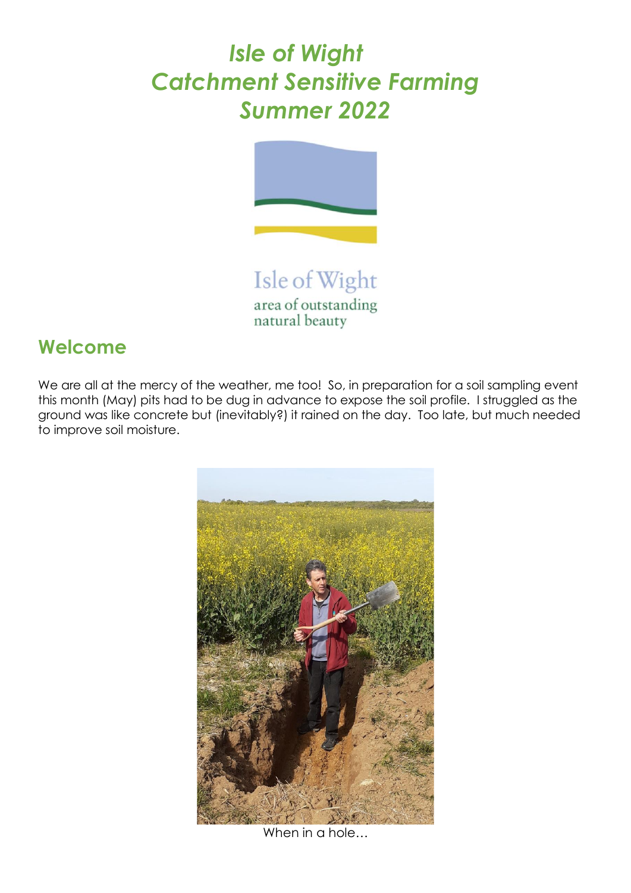# *Isle of Wight Catchment Sensitive Farming Summer 2022*

Isle of Wight
area of outstanding
natural beauty

## Welcome

We are all at the mercy of the weather, me too! So, in preparation for a soil sampling event this month (May) pits had to be dug in advance to expose the soil profile. I struggled as the ground was like concrete but (inevitably?) it rained on the day. Too late, but much needed to improve soil moisture.

When in a hole…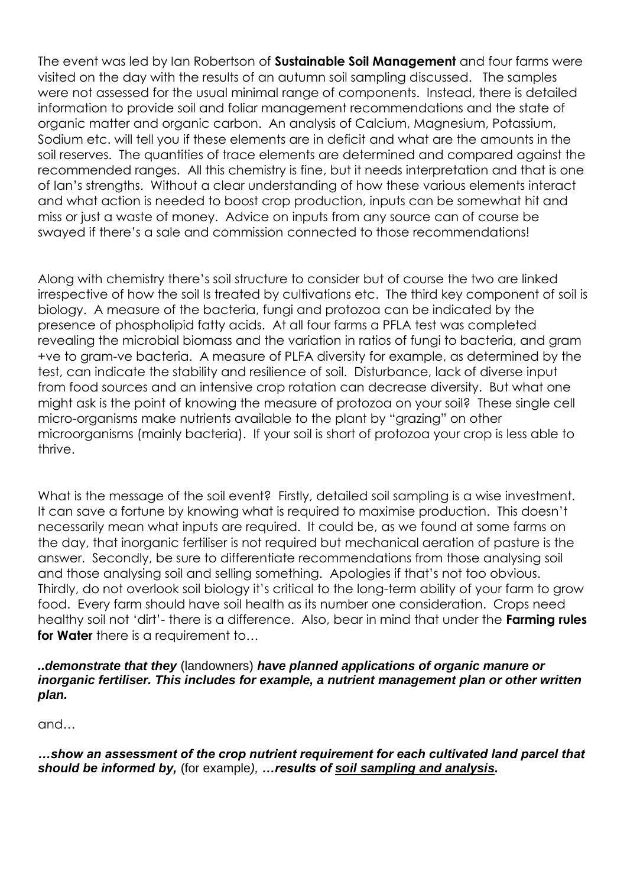The event was led by Ian Robertson of **Sustainable Soil Management** and four farms were visited on the day with the results of an autumn soil sampling discussed. The samples were not assessed for the usual minimal range of components. Instead, there is detailed information to provide soil and foliar management recommendations and the state of organic matter and organic carbon. An analysis of Calcium, Magnesium, Potassium, Sodium etc. will tell you if these elements are in deficit and what are the amounts in the soil reserves. The quantities of trace elements are determined and compared against the recommended ranges. All this chemistry is fine, but it needs interpretation and that is one of Ian's strengths. Without a clear understanding of how these various elements interact and what action is needed to boost crop production, inputs can be somewhat hit and miss or just a waste of money. Advice on inputs from any source can of course be swayed if there's a sale and commission connected to those recommendations!

Along with chemistry there's soil structure to consider but of course the two are linked irrespective of how the soil Is treated by cultivations etc. The third key component of soil is biology. A measure of the bacteria, fungi and protozoa can be indicated by the presence of phospholipid fatty acids. At all four farms a PFLA test was completed revealing the microbial biomass and the variation in ratios of fungi to bacteria, and gram +ve to gram-ve bacteria. A measure of PLFA diversity for example, as determined by the test, can indicate the stability and resilience of soil. Disturbance, lack of diverse input from food sources and an intensive crop rotation can decrease diversity. But what one might ask is the point of knowing the measure of protozoa on your soil? These single cell micro-organisms make nutrients available to the plant by "grazing" on other microorganisms (mainly bacteria). If your soil is short of protozoa your crop is less able to thrive.

What is the message of the soil event? Firstly, detailed soil sampling is a wise investment. It can save a fortune by knowing what is required to maximise production. This doesn't necessarily mean what inputs are required. It could be, as we found at some farms on the day, that inorganic fertiliser is not required but mechanical aeration of pasture is the answer. Secondly, be sure to differentiate recommendations from those analysing soil and those analysing soil and selling something. Apologies if that's not too obvious. Thirdly, do not overlook soil biology it's critical to the long-term ability of your farm to grow food. Every farm should have soil health as its number one consideration. Crops need healthy soil not 'dirt'- there is a difference. Also, bear in mind that under the **Farming rules for Water** there is a requirement to…

***..demonstrate that they*** (landowners) ***have planned applications of organic manure or inorganic fertiliser. This includes for example, a nutrient management plan or other written plan.***

and…

***…show an assessment of the crop nutrient requirement for each cultivated land parcel that should be informed by,*** (for example), ***…results of <u>soil sampling and analysis</u>.***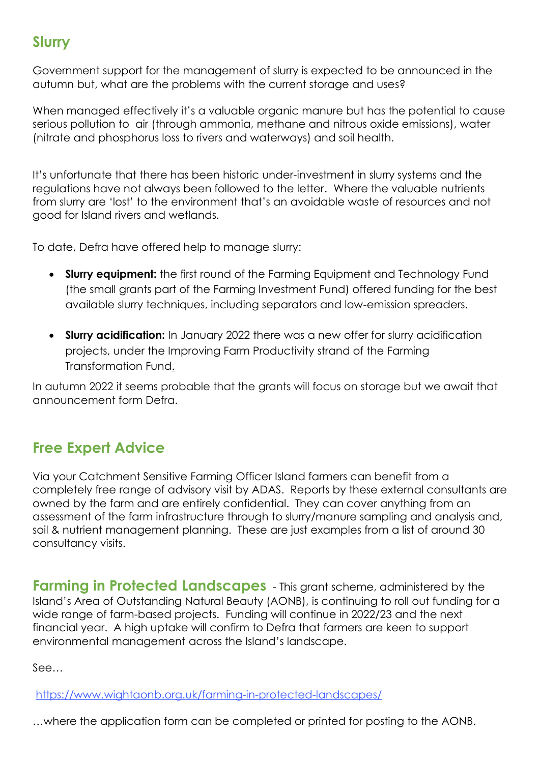## Slurry

Government support for the management of slurry is expected to be announced in the autumn but, what are the problems with the current storage and uses?

When managed effectively it's a valuable organic manure but has the potential to cause serious pollution to air (through ammonia, methane and nitrous oxide emissions), water (nitrate and phosphorus loss to rivers and waterways) and soil health.

It's unfortunate that there has been historic under-investment in slurry systems and the regulations have not always been followed to the letter. Where the valuable nutrients from slurry are 'lost' to the environment that's an avoidable waste of resources and not good for Island rivers and wetlands.

To date, Defra have offered help to manage slurry:

- **Slurry equipment:** the first round of the Farming Equipment and Technology Fund (the small grants part of the Farming Investment Fund) offered funding for the best available slurry techniques, including separators and low-emission spreaders.
- **Slurry acidification:** In January 2022 there was a new offer for slurry acidification projects, under the Improving Farm Productivity strand of the Farming Transformation Fund.

In autumn 2022 it seems probable that the grants will focus on storage but we await that announcement form Defra.

## Free Expert Advice

Via your Catchment Sensitive Farming Officer Island farmers can benefit from a completely free range of advisory visit by ADAS. Reports by these external consultants are owned by the farm and are entirely confidential. They can cover anything from an assessment of the farm infrastructure through to slurry/manure sampling and analysis and, soil & nutrient management planning. These are just examples from a list of around 30 consultancy visits.

## Farming in Protected Landscapes

\- This grant scheme, administered by the Island's Area of Outstanding Natural Beauty (AONB), is continuing to roll out funding for a wide range of farm-based projects. Funding will continue in 2022/23 and the next financial year. A high uptake will confirm to Defra that farmers are keen to support environmental management across the Island's landscape.

See…

https://www.wightaonb.org.uk/farming-in-protected-landscapes/

…where the application form can be completed or printed for posting to the AONB.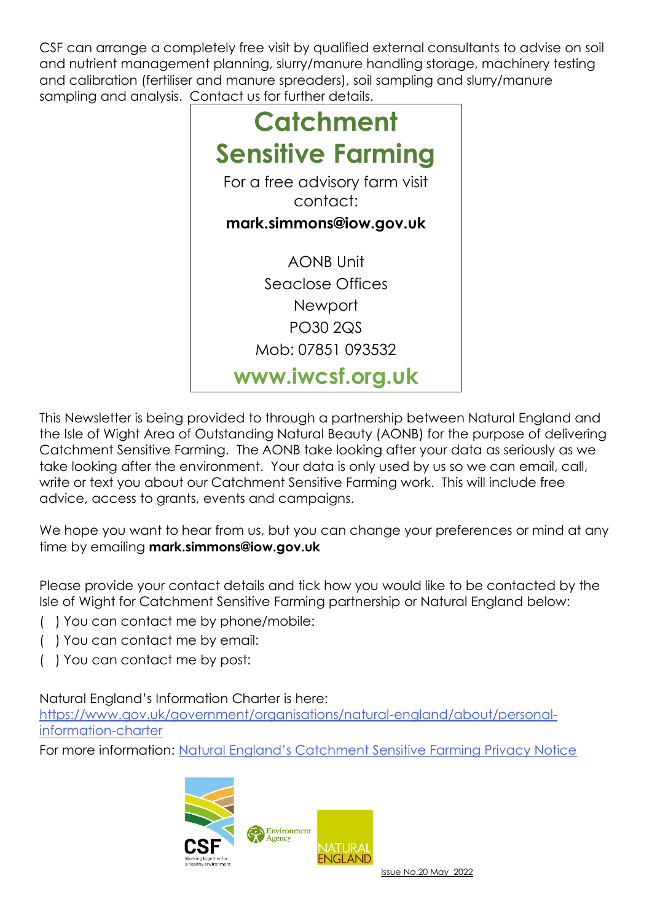CSF can arrange a completely free visit by qualified external consultants to advise on soil and nutrient management planning, slurry/manure handling storage, machinery testing and calibration (fertiliser and manure spreaders), soil sampling and slurry/manure sampling and analysis. Contact us for further details.

## Catchment Sensitive Farming

For a free advisory farm visit contact:

**mark.simmons@iow.gov.uk**

AONB Unit
Seaclose Offices
Newport
PO30 2QS
Mob: 07851 093532

**www.iwcsf.org.uk**

This Newsletter is being provided to through a partnership between Natural England and the Isle of Wight Area of Outstanding Natural Beauty (AONB) for the purpose of delivering Catchment Sensitive Farming. The AONB take looking after your data as seriously as we take looking after the environment. Your data is only used by us so we can email, call, write or text you about our Catchment Sensitive Farming work. This will include free advice, access to grants, events and campaigns.

We hope you want to hear from us, but you can change your preferences or mind at any time by emailing **mark.simmons@iow.gov.uk**

Please provide your contact details and tick how you would like to be contacted by the Isle of Wight for Catchment Sensitive Farming partnership or Natural England below:

( ) You can contact me by phone/mobile:
( ) You can contact me by email:
( ) You can contact me by post:

Natural England's Information Charter is here: https://www.gov.uk/government/organisations/natural-england/about/personal-information-charter

For more information: Natural England's Catchment Sensitive Farming Privacy Notice

CSF Working together for a healthy environment

Environment Agency

NATURAL ENGLAND

Issue No.20 May 2022